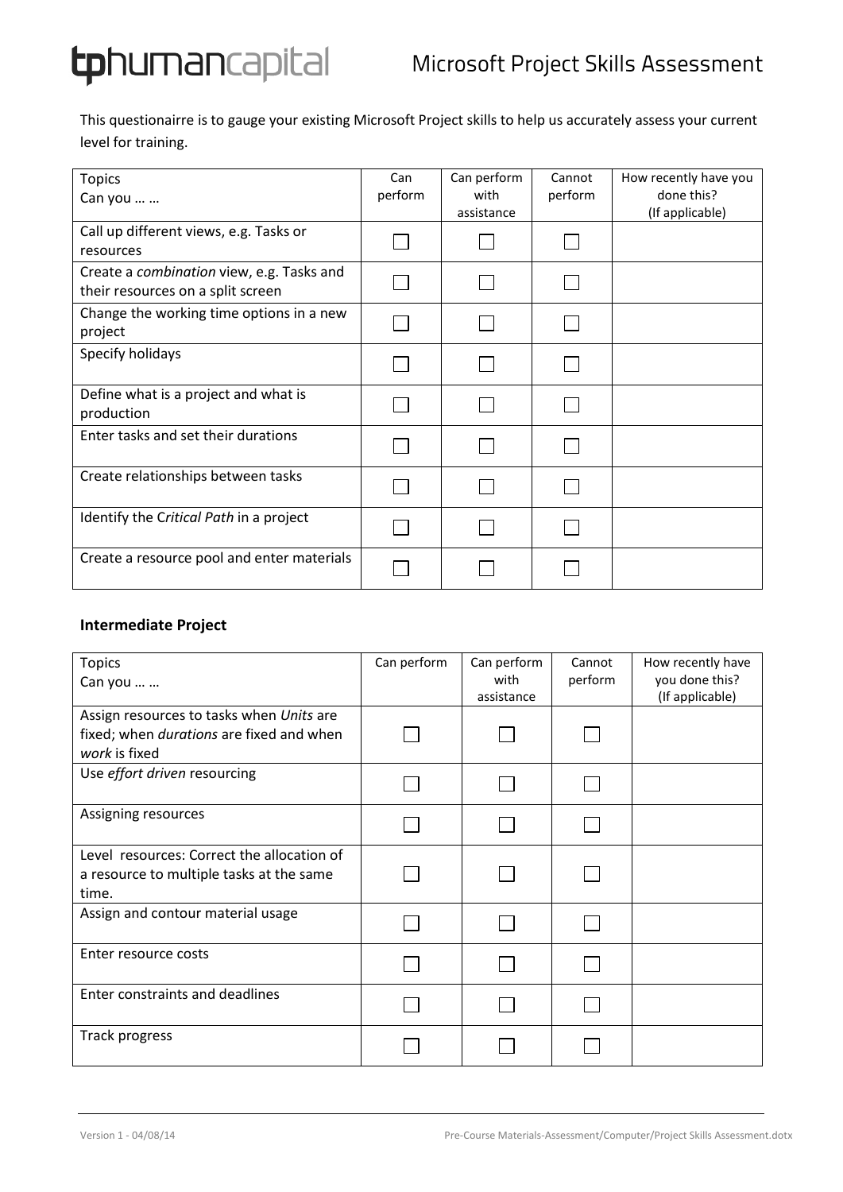tphumancapital

# Microsoft Project Skills Assessment

This questionairre is to gauge your existing Microsoft Project skills to help us accurately assess your current level for training.

| Topics<br>Can you … … | Can perform | Can perform with assistance | Cannot perform | How recently have you done this? (If applicable) |
|---|---|---|---|---|
| Call up different views, e.g. Tasks or resources | ☐ | ☐ | ☐ | |
| Create a *combination* view, e.g. Tasks and their resources on a split screen | ☐ | ☐ | ☐ | |
| Change the working time options in a new project | ☐ | ☐ | ☐ | |
| Specify holidays | ☐ | ☐ | ☐ | |
| Define what is a project and what is production | ☐ | ☐ | ☐ | |
| Enter tasks and set their durations | ☐ | ☐ | ☐ | |
| Create relationships between tasks | ☐ | ☐ | ☐ | |
| Identify the C*ritical Path* in a project | ☐ | ☐ | ☐ | |
| Create a resource pool and enter materials | ☐ | ☐ | ☐ | |

### Intermediate Project

| Topics<br>Can you … … | Can perform | Can perform with assistance | Cannot perform | How recently have you done this? (If applicable) |
|---|---|---|---|---|
| Assign resources to tasks when *Units* are fixed; when *durations* are fixed and when *work* is fixed | ☐ | ☐ | ☐ | |
| Use *effort driven* resourcing | ☐ | ☐ | ☐ | |
| Assigning resources | ☐ | ☐ | ☐ | |
| Level resources: Correct the allocation of a resource to multiple tasks at the same time. | ☐ | ☐ | ☐ | |
| Assign and contour material usage | ☐ | ☐ | ☐ | |
| Enter resource costs | ☐ | ☐ | ☐ | |
| Enter constraints and deadlines | ☐ | ☐ | ☐ | |
| Track progress | ☐ | ☐ | ☐ | |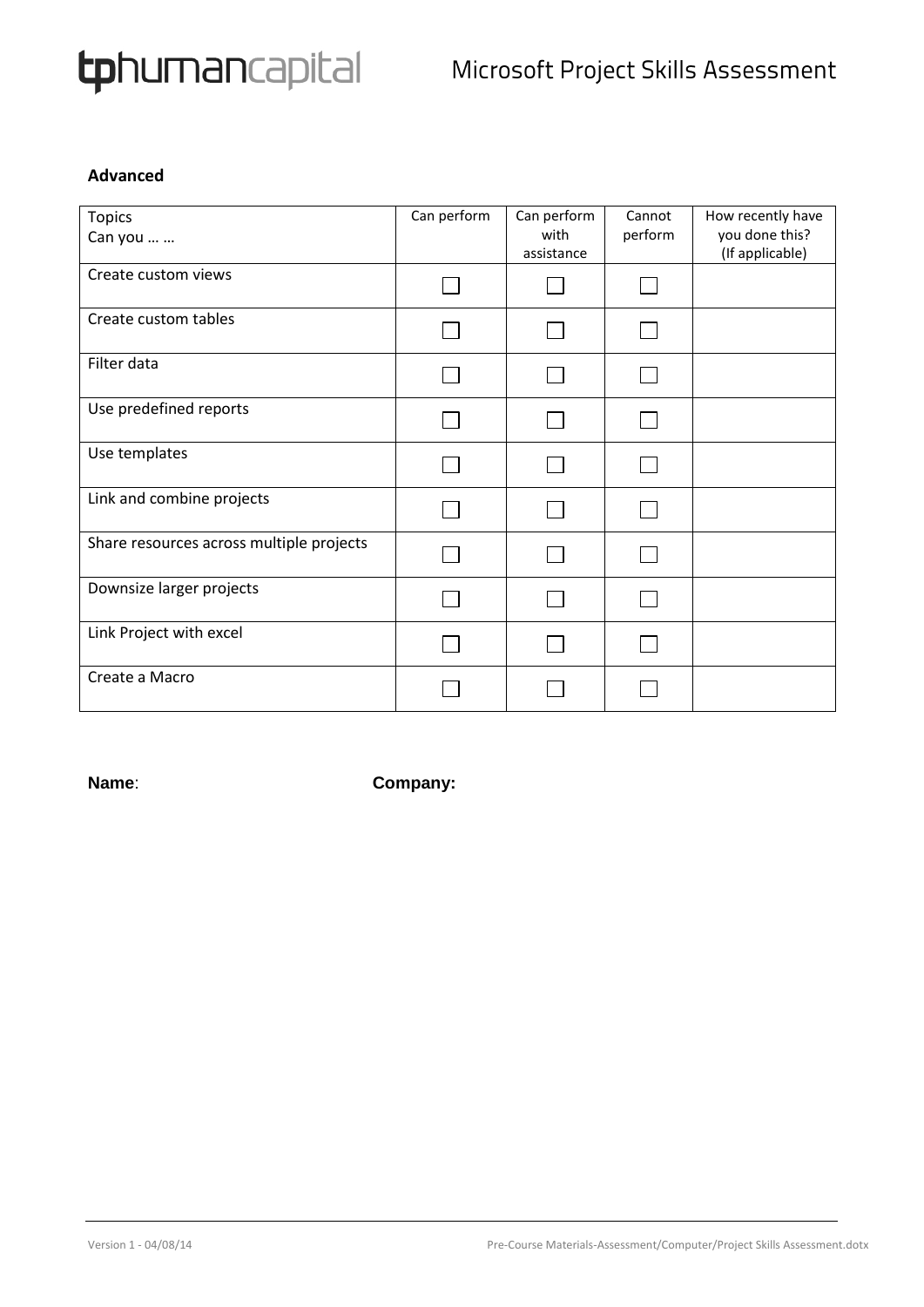## Advanced

| Topics<br>Can you … … | Can perform | Can perform with assistance | Cannot perform | How recently have you done this? (If applicable) |
|---|---|---|---|---|
| Create custom views | ☐ | ☐ | ☐ | |
| Create custom tables | ☐ | ☐ | ☐ | |
| Filter data | ☐ | ☐ | ☐ | |
| Use predefined reports | ☐ | ☐ | ☐ | |
| Use templates | ☐ | ☐ | ☐ | |
| Link and combine projects | ☐ | ☐ | ☐ | |
| Share resources across multiple projects | ☐ | ☐ | ☐ | |
| Downsize larger projects | ☐ | ☐ | ☐ | |
| Link Project with excel | ☐ | ☐ | ☐ | |
| Create a Macro | ☐ | ☐ | ☐ | |

**Name**: **Company:**